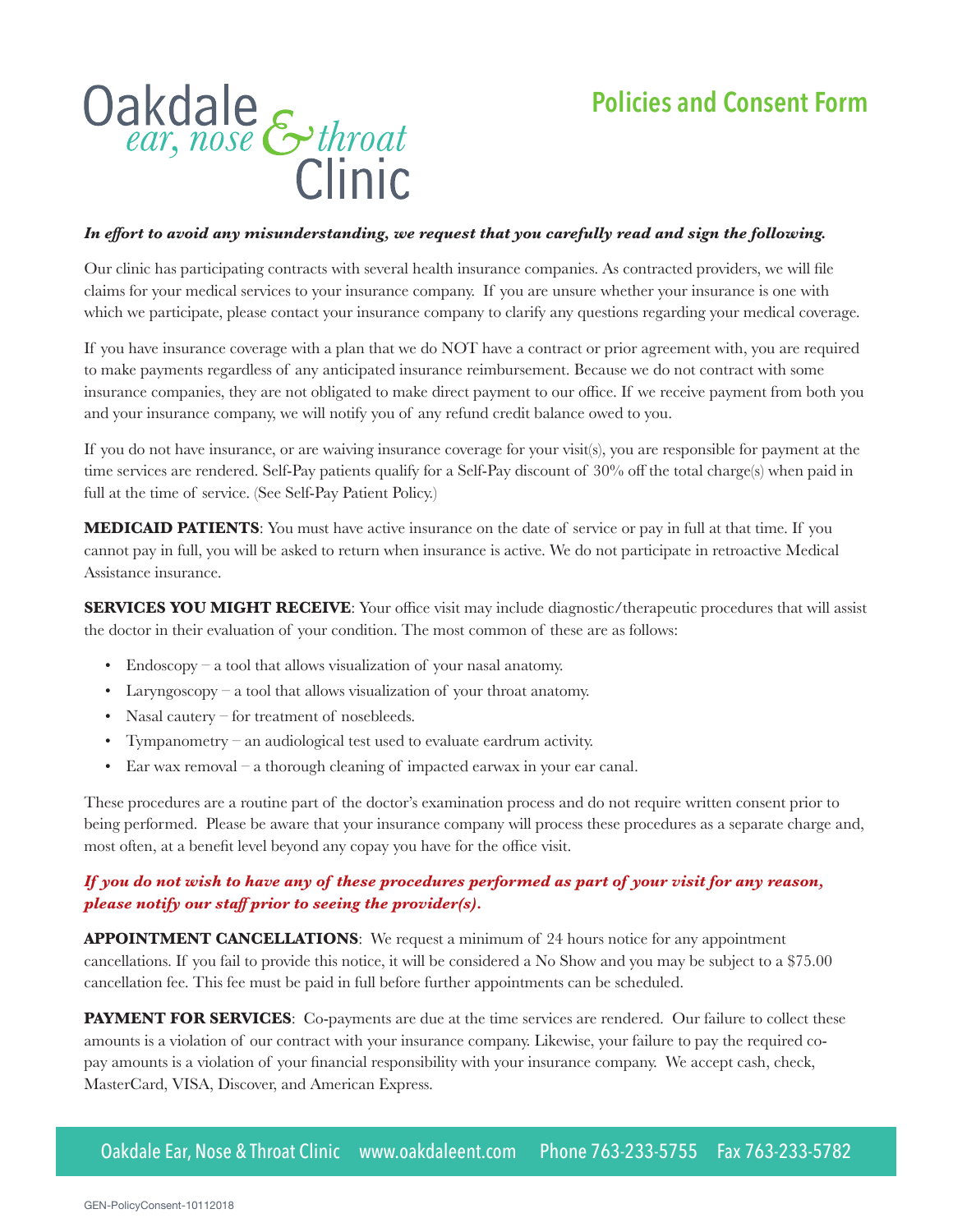# Oakdale ear, nose & throat Clinic

## Policies and Consent Form

***In effort to avoid any misunderstanding, we request that you carefully read and sign the following.***

Our clinic has participating contracts with several health insurance companies. As contracted providers, we will file claims for your medical services to your insurance company. If you are unsure whether your insurance is one with which we participate, please contact your insurance company to clarify any questions regarding your medical coverage.

If you have insurance coverage with a plan that we do NOT have a contract or prior agreement with, you are required to make payments regardless of any anticipated insurance reimbursement. Because we do not contract with some insurance companies, they are not obligated to make direct payment to our office. If we receive payment from both you and your insurance company, we will notify you of any refund credit balance owed to you.

If you do not have insurance, or are waiving insurance coverage for your visit(s), you are responsible for payment at the time services are rendered. Self-Pay patients qualify for a Self-Pay discount of 30% off the total charge(s) when paid in full at the time of service. (See Self-Pay Patient Policy.)

**MEDICAID PATIENTS**: You must have active insurance on the date of service or pay in full at that time. If you cannot pay in full, you will be asked to return when insurance is active. We do not participate in retroactive Medical Assistance insurance.

**SERVICES YOU MIGHT RECEIVE**: Your office visit may include diagnostic/therapeutic procedures that will assist the doctor in their evaluation of your condition. The most common of these are as follows:

- Endoscopy – a tool that allows visualization of your nasal anatomy.
- Laryngoscopy – a tool that allows visualization of your throat anatomy.
- Nasal cautery – for treatment of nosebleeds.
- Tympanometry – an audiological test used to evaluate eardrum activity.
- Ear wax removal – a thorough cleaning of impacted earwax in your ear canal.

These procedures are a routine part of the doctor's examination process and do not require written consent prior to being performed. Please be aware that your insurance company will process these procedures as a separate charge and, most often, at a benefit level beyond any copay you have for the office visit.

***If you do not wish to have any of these procedures performed as part of your visit for any reason, please notify our staff prior to seeing the provider(s).***

**APPOINTMENT CANCELLATIONS**: We request a minimum of 24 hours notice for any appointment cancellations. If you fail to provide this notice, it will be considered a No Show and you may be subject to a $75.00 cancellation fee. This fee must be paid in full before further appointments can be scheduled.

**PAYMENT FOR SERVICES**: Co-payments are due at the time services are rendered. Our failure to collect these amounts is a violation of our contract with your insurance company. Likewise, your failure to pay the required co-pay amounts is a violation of your financial responsibility with your insurance company. We accept cash, check, MasterCard, VISA, Discover, and American Express.

Oakdale Ear, Nose & Throat Clinic www.oakdaleent.com Phone 763-233-5755 Fax 763-233-5782

GEN-PolicyConsent-10112018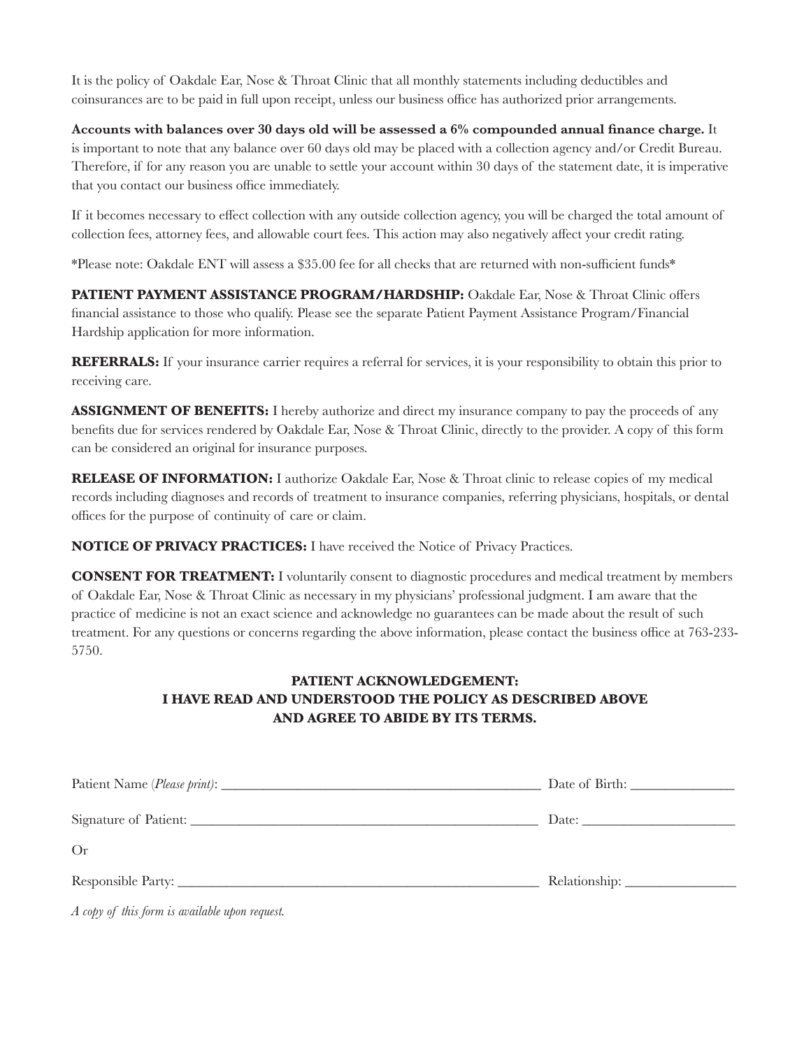It is the policy of Oakdale Ear, Nose & Throat Clinic that all monthly statements including deductibles and coinsurances are to be paid in full upon receipt, unless our business office has authorized prior arrangements.

**Accounts with balances over 30 days old will be assessed a 6% compounded annual finance charge.** It is important to note that any balance over 60 days old may be placed with a collection agency and/or Credit Bureau. Therefore, if for any reason you are unable to settle your account within 30 days of the statement date, it is imperative that you contact our business office immediately.

If it becomes necessary to effect collection with any outside collection agency, you will be charged the total amount of collection fees, attorney fees, and allowable court fees. This action may also negatively affect your credit rating.

*Please note: Oakdale ENT will assess a $35.00 fee for all checks that are returned with non-sufficient funds*

**PATIENT PAYMENT ASSISTANCE PROGRAM/HARDSHIP:** Oakdale Ear, Nose & Throat Clinic offers financial assistance to those who qualify. Please see the separate Patient Payment Assistance Program/Financial Hardship application for more information.

**REFERRALS:** If your insurance carrier requires a referral for services, it is your responsibility to obtain this prior to receiving care.

**ASSIGNMENT OF BENEFITS:** I hereby authorize and direct my insurance company to pay the proceeds of any benefits due for services rendered by Oakdale Ear, Nose & Throat Clinic, directly to the provider. A copy of this form can be considered an original for insurance purposes.

**RELEASE OF INFORMATION:** I authorize Oakdale Ear, Nose & Throat clinic to release copies of my medical records including diagnoses and records of treatment to insurance companies, referring physicians, hospitals, or dental offices for the purpose of continuity of care or claim.

**NOTICE OF PRIVACY PRACTICES:** I have received the Notice of Privacy Practices.

**CONSENT FOR TREATMENT:** I voluntarily consent to diagnostic procedures and medical treatment by members of Oakdale Ear, Nose & Throat Clinic as necessary in my physicians' professional judgment. I am aware that the practice of medicine is not an exact science and acknowledge no guarantees can be made about the result of such treatment. For any questions or concerns regarding the above information, please contact the business office at 763-233-5750.

**PATIENT ACKNOWLEDGEMENT:**
**I HAVE READ AND UNDERSTOOD THE POLICY AS DESCRIBED ABOVE AND AGREE TO ABIDE BY ITS TERMS.**

Patient Name (*Please print*): ____________________________________________ Date of Birth: ______________

Signature of Patient: ________________________________________________ Date: _____________________

Or

Responsible Party: __________________________________________________ Relationship: _______________

*A copy of this form is available upon request.*